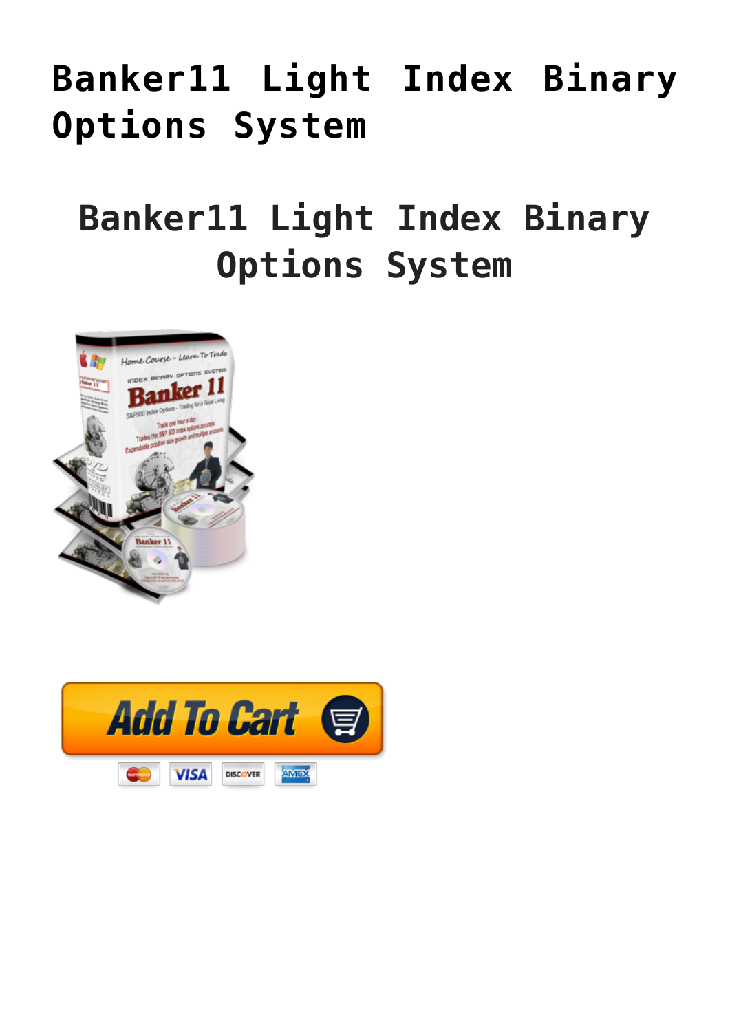# Banker11 Light Index Binary Options System

## Banker11 Light Index Binary Options System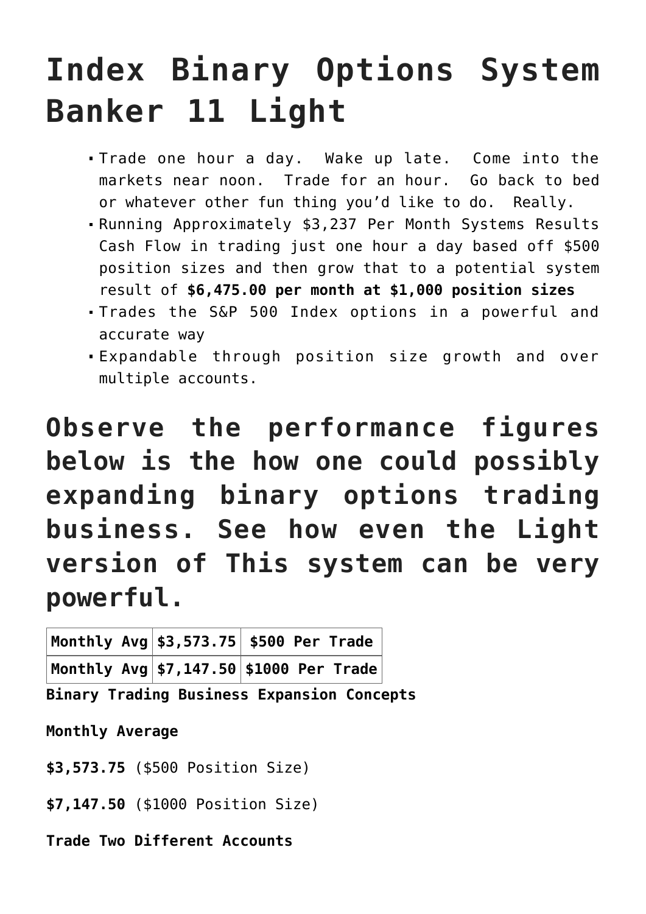# Index Binary Options System Banker 11 Light

- Trade one hour a day. Wake up late. Come into the markets near noon. Trade for an hour. Go back to bed or whatever other fun thing you'd like to do. Really.
- Running Approximately $3,237 Per Month Systems Results Cash Flow in trading just one hour a day based off $500 position sizes and then grow that to a potential system result of **$6,475.00 per month at $1,000 position sizes**
- Trades the S&P 500 Index options in a powerful and accurate way
- Expandable through position size growth and over multiple accounts.

## Observe the performance figures below is the how one could possibly expanding binary options trading business. See how even the Light version of This system can be very powerful.

| **Monthly Avg** | **$3,573.75** | **$500 Per Trade** |
|---|---|---|
| **Monthly Avg** | **$7,147.50** | **$1000 Per Trade** |

**Binary Trading Business Expansion Concepts**

**Monthly Average**

**$3,573.75** ($500 Position Size)

**$7,147.50** ($1000 Position Size)

**Trade Two Different Accounts**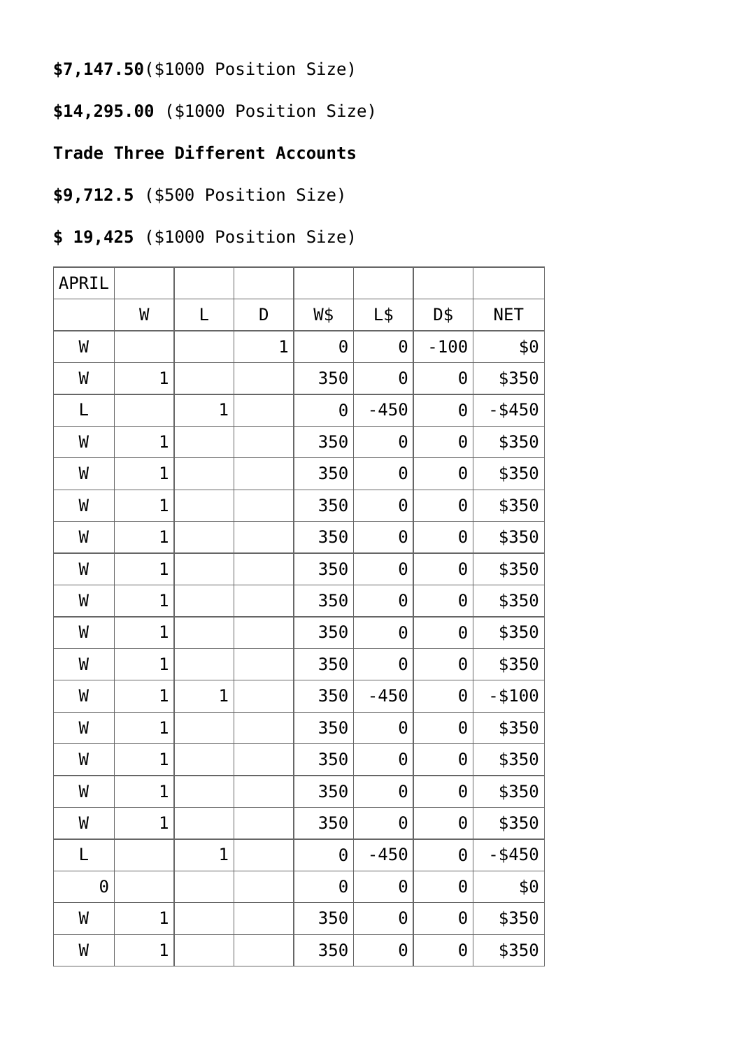**$7,147.50**($1000 Position Size)

**$14,295.00** ($1000 Position Size)

**Trade Three Different Accounts**

**$9,712.5** ($500 Position Size)

**$ 19,425** ($1000 Position Size)

| APRIL | | | | | | | |
|---|---|---|---|---|---|---|---|
| | W | L | D | W$ | L$ | D$ | NET |
| W | | | 1 | 0 | 0 | -100 | $0 |
| W | 1 | | | 350 | 0 | 0 | $350 |
| L | | 1 | | 0 | -450 | 0 | -$450 |
| W | 1 | | | 350 | 0 | 0 | $350 |
| W | 1 | | | 350 | 0 | 0 | $350 |
| W | 1 | | | 350 | 0 | 0 | $350 |
| W | 1 | | | 350 | 0 | 0 | $350 |
| W | 1 | | | 350 | 0 | 0 | $350 |
| W | 1 | | | 350 | 0 | 0 | $350 |
| W | 1 | | | 350 | 0 | 0 | $350 |
| W | 1 | | | 350 | 0 | 0 | $350 |
| W | 1 | 1 | | 350 | -450 | 0 | -$100 |
| W | 1 | | | 350 | 0 | 0 | $350 |
| W | 1 | | | 350 | 0 | 0 | $350 |
| W | 1 | | | 350 | 0 | 0 | $350 |
| W | 1 | | | 350 | 0 | 0 | $350 |
| L | | 1 | | 0 | -450 | 0 | -$450 |
| 0 | | | | 0 | 0 | 0 | $0 |
| W | 1 | | | 350 | 0 | 0 | $350 |
| W | 1 | | | 350 | 0 | 0 | $350 |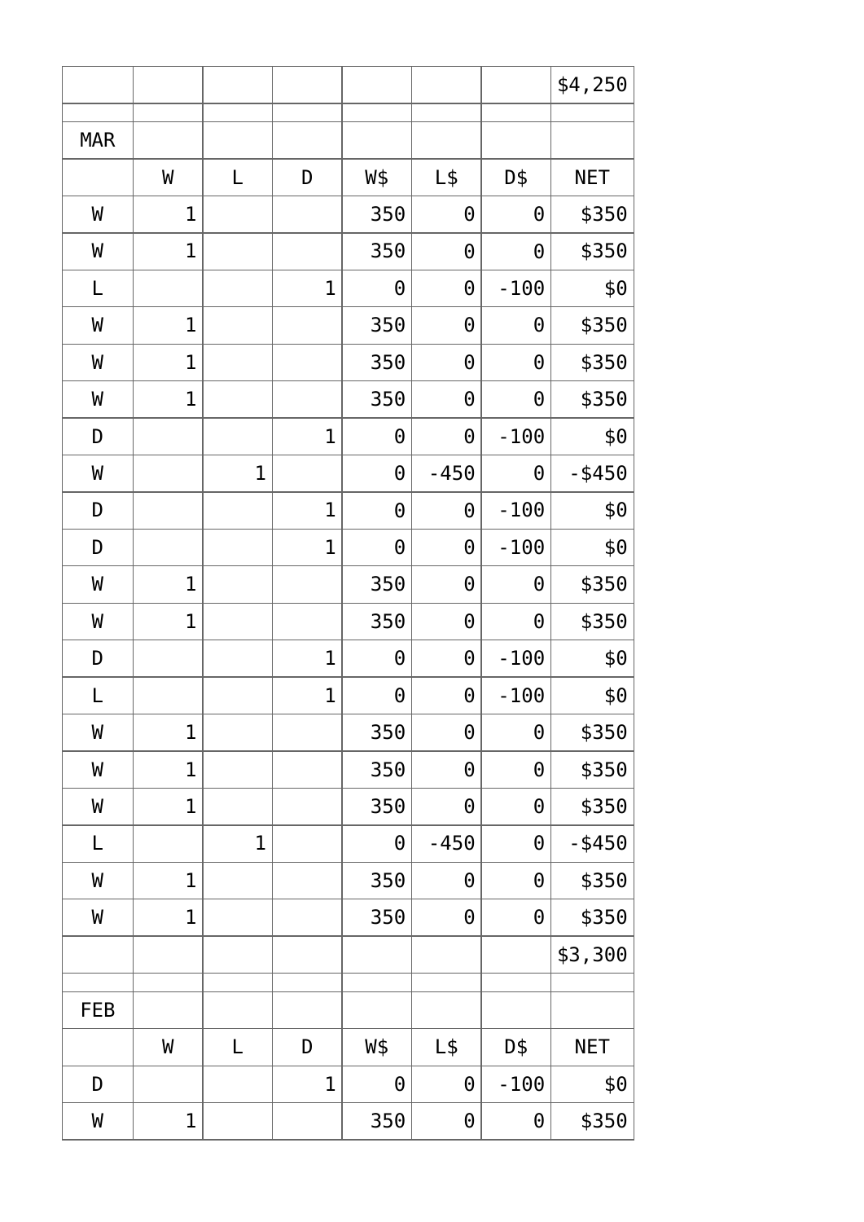| | | | | | | | $4,250 |
|---|---|---|---|---|---|---|---|
| | | | | | | | |
| MAR | | | | | | | |
| | W | L | D | W$ | L$ | D$ | NET |
| W | 1 | | | 350 | 0 | 0 | $350 |
| W | 1 | | | 350 | 0 | 0 | $350 |
| L | | | 1 | 0 | 0 | -100 | $0 |
| W | 1 | | | 350 | 0 | 0 | $350 |
| W | 1 | | | 350 | 0 | 0 | $350 |
| W | 1 | | | 350 | 0 | 0 | $350 |
| D | | | 1 | 0 | 0 | -100 | $0 |
| W | | 1 | | 0 | -450 | 0 | -$450 |
| D | | | 1 | 0 | 0 | -100 | $0 |
| D | | | 1 | 0 | 0 | -100 | $0 |
| W | 1 | | | 350 | 0 | 0 | $350 |
| W | 1 | | | 350 | 0 | 0 | $350 |
| D | | | 1 | 0 | 0 | -100 | $0 |
| L | | | 1 | 0 | 0 | -100 | $0 |
| W | 1 | | | 350 | 0 | 0 | $350 |
| W | 1 | | | 350 | 0 | 0 | $350 |
| W | 1 | | | 350 | 0 | 0 | $350 |
| L | | 1 | | 0 | -450 | 0 | -$450 |
| W | 1 | | | 350 | 0 | 0 | $350 |
| W | 1 | | | 350 | 0 | 0 | $350 |
| | | | | | | | $3,300 |
| | | | | | | | |
| FEB | | | | | | | |
| | W | L | D | W$ | L$ | D$ | NET |
| D | | | 1 | 0 | 0 | -100 | $0 |
| W | 1 | | | 350 | 0 | 0 | $350 |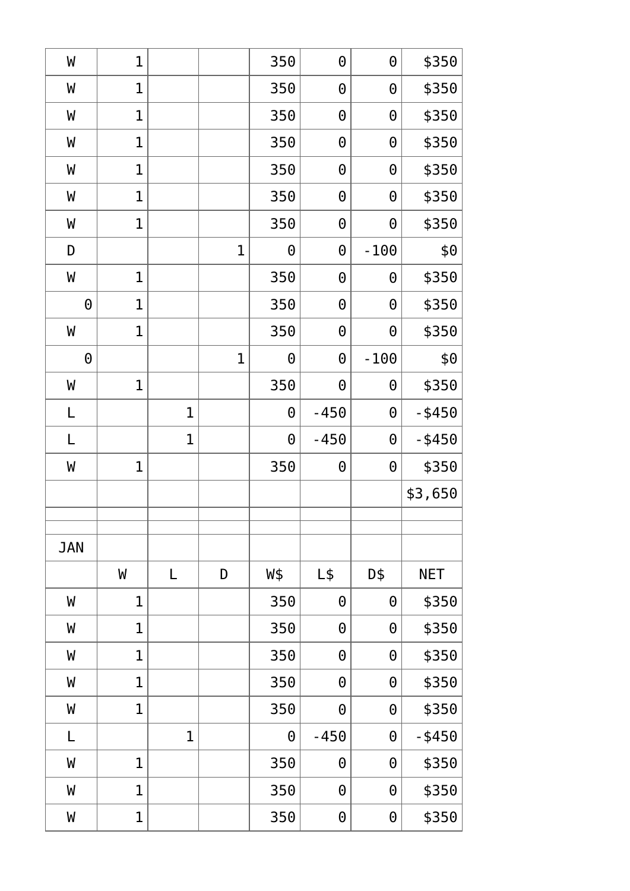| | | | | | | | |
|---|---|---|---|---|---|---|---|
| W | 1 | | | 350 | 0 | 0 | $350 |
| W | 1 | | | 350 | 0 | 0 | $350 |
| W | 1 | | | 350 | 0 | 0 | $350 |
| W | 1 | | | 350 | 0 | 0 | $350 |
| W | 1 | | | 350 | 0 | 0 | $350 |
| W | 1 | | | 350 | 0 | 0 | $350 |
| W | 1 | | | 350 | 0 | 0 | $350 |
| D | | | 1 | 0 | 0 | -100 | $0 |
| W | 1 | | | 350 | 0 | 0 | $350 |
| 0 | 1 | | | 350 | 0 | 0 | $350 |
| W | 1 | | | 350 | 0 | 0 | $350 |
| 0 | | | 1 | 0 | 0 | -100 | $0 |
| W | 1 | | | 350 | 0 | 0 | $350 |
| L | | 1 | | 0 | -450 | 0 | -$450 |
| L | | 1 | | 0 | -450 | 0 | -$450 |
| W | 1 | | | 350 | 0 | 0 | $350 |
| | | | | | | | $3,650 |

| JAN | | | | | | | |
|---|---|---|---|---|---|---|---|
| | W | L | D | W$ | L$ | D$ | NET |
| W | 1 | | | 350 | 0 | 0 | $350 |
| W | 1 | | | 350 | 0 | 0 | $350 |
| W | 1 | | | 350 | 0 | 0 | $350 |
| W | 1 | | | 350 | 0 | 0 | $350 |
| W | 1 | | | 350 | 0 | 0 | $350 |
| L | | 1 | | 0 | -450 | 0 | -$450 |
| W | 1 | | | 350 | 0 | 0 | $350 |
| W | 1 | | | 350 | 0 | 0 | $350 |
| W | 1 | | | 350 | 0 | 0 | $350 |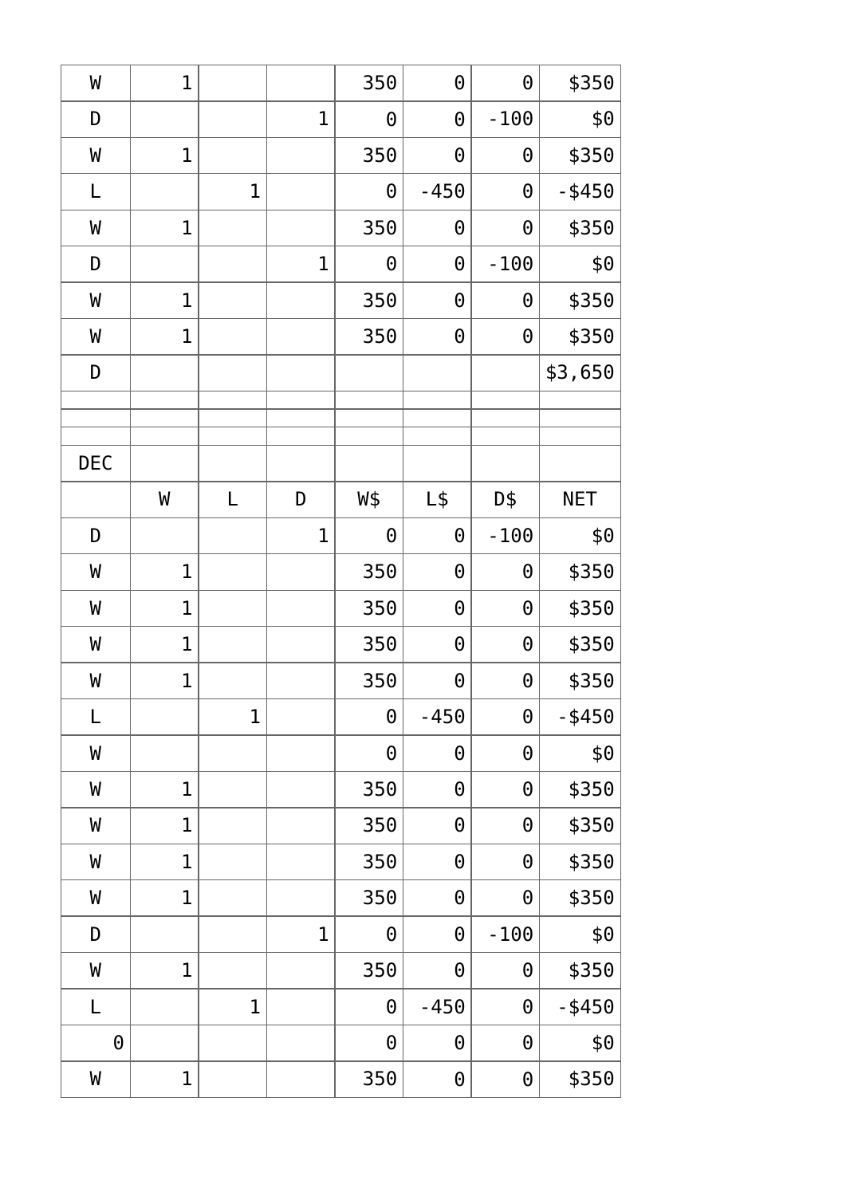| | | | | | | | |
|---|---|---|---|---|---|---|---|
| W | 1 | | | 350 | 0 | 0 | $350 |
| D | | | 1 | 0 | 0 | -100 | $0 |
| W | 1 | | | 350 | 0 | 0 | $350 |
| L | | 1 | | 0 | -450 | 0 | -$450 |
| W | 1 | | | 350 | 0 | 0 | $350 |
| D | | | 1 | 0 | 0 | -100 | $0 |
| W | 1 | | | 350 | 0 | 0 | $350 |
| W | 1 | | | 350 | 0 | 0 | $350 |
| D | | | | | | | $3,650 |
| | | | | | | | |
| | | | | | | | |
| | | | | | | | |
| DEC | | | | | | | |
| | W | L | D | W$ | L$ | D$ | NET |
| D | | | 1 | 0 | 0 | -100 | $0 |
| W | 1 | | | 350 | 0 | 0 | $350 |
| W | 1 | | | 350 | 0 | 0 | $350 |
| W | 1 | | | 350 | 0 | 0 | $350 |
| W | 1 | | | 350 | 0 | 0 | $350 |
| L | | 1 | | 0 | -450 | 0 | -$450 |
| W | | | | 0 | 0 | 0 | $0 |
| W | 1 | | | 350 | 0 | 0 | $350 |
| W | 1 | | | 350 | 0 | 0 | $350 |
| W | 1 | | | 350 | 0 | 0 | $350 |
| W | 1 | | | 350 | 0 | 0 | $350 |
| D | | | 1 | 0 | 0 | -100 | $0 |
| W | 1 | | | 350 | 0 | 0 | $350 |
| L | | 1 | | 0 | -450 | 0 | -$450 |
| 0 | | | | 0 | 0 | 0 | $0 |
| W | 1 | | | 350 | 0 | 0 | $350 |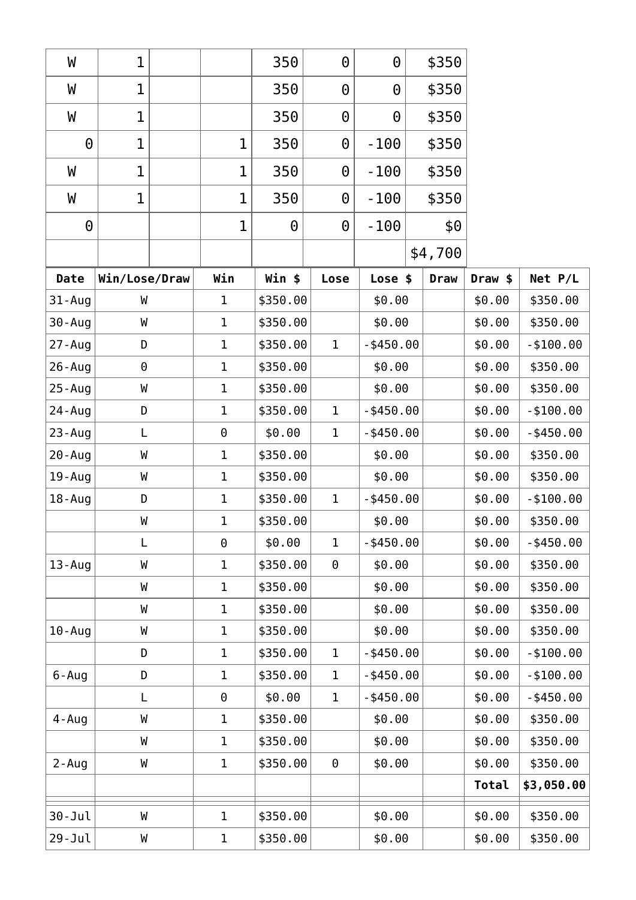| | | | | | | | |
|---|---|---|---|---|---|---|---|
| W | 1 | | | 350 | 0 | 0 | $350 |
| W | 1 | | | 350 | 0 | 0 | $350 |
| W | 1 | | | 350 | 0 | 0 | $350 |
| 0 | 1 | | 1 | 350 | 0 | -100 | $350 |
| W | 1 | | 1 | 350 | 0 | -100 | $350 |
| W | 1 | | 1 | 350 | 0 | -100 | $350 |
| 0 | | | 1 | 0 | 0 | -100 | $0 |
| | | | | | | | $4,700 |

| Date | Win/Lose/Draw | Win | Win $ | Lose | Lose $ | Draw | Draw $ | Net P/L |
|---|---|---|---|---|---|---|---|---|
| 31-Aug | W | 1 | $350.00 | | $0.00 | | $0.00 | $350.00 |
| 30-Aug | W | 1 | $350.00 | | $0.00 | | $0.00 | $350.00 |
| 27-Aug | D | 1 | $350.00 | 1 | -$450.00 | | $0.00 | -$100.00 |
| 26-Aug | 0 | 1 | $350.00 | | $0.00 | | $0.00 | $350.00 |
| 25-Aug | W | 1 | $350.00 | | $0.00 | | $0.00 | $350.00 |
| 24-Aug | D | 1 | $350.00 | 1 | -$450.00 | | $0.00 | -$100.00 |
| 23-Aug | L | 0 | $0.00 | 1 | -$450.00 | | $0.00 | -$450.00 |
| 20-Aug | W | 1 | $350.00 | | $0.00 | | $0.00 | $350.00 |
| 19-Aug | W | 1 | $350.00 | | $0.00 | | $0.00 | $350.00 |
| 18-Aug | D | 1 | $350.00 | 1 | -$450.00 | | $0.00 | -$100.00 |
| | W | 1 | $350.00 | | $0.00 | | $0.00 | $350.00 |
| | L | 0 | $0.00 | 1 | -$450.00 | | $0.00 | -$450.00 |
| 13-Aug | W | 1 | $350.00 | 0 | $0.00 | | $0.00 | $350.00 |
| | W | 1 | $350.00 | | $0.00 | | $0.00 | $350.00 |
| | W | 1 | $350.00 | | $0.00 | | $0.00 | $350.00 |
| 10-Aug | W | 1 | $350.00 | | $0.00 | | $0.00 | $350.00 |
| | D | 1 | $350.00 | 1 | -$450.00 | | $0.00 | -$100.00 |
| 6-Aug | D | 1 | $350.00 | 1 | -$450.00 | | $0.00 | -$100.00 |
| | L | 0 | $0.00 | 1 | -$450.00 | | $0.00 | -$450.00 |
| 4-Aug | W | 1 | $350.00 | | $0.00 | | $0.00 | $350.00 |
| | W | 1 | $350.00 | | $0.00 | | $0.00 | $350.00 |
| 2-Aug | W | 1 | $350.00 | 0 | $0.00 | | $0.00 | $350.00 |
| | | | | | | | **Total** | **$3,050.00** |
| | | | | | | | | |
| 30-Jul | W | 1 | $350.00 | | $0.00 | | $0.00 | $350.00 |
| 29-Jul | W | 1 | $350.00 | | $0.00 | | $0.00 | $350.00 |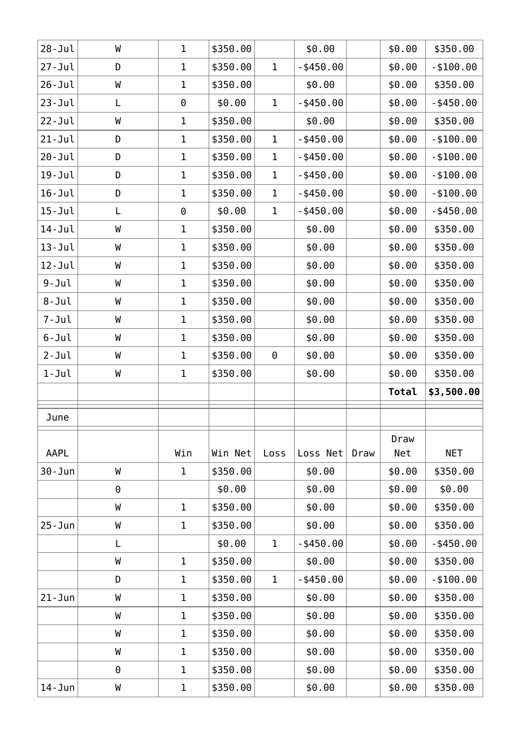| | | | | | | | | |
|---|---|---|---|---|---|---|---|---|
| 28-Jul | W | 1 | $350.00 | | $0.00 | | $0.00 | $350.00 |
| 27-Jul | D | 1 | $350.00 | 1 | -$450.00 | | $0.00 | -$100.00 |
| 26-Jul | W | 1 | $350.00 | | $0.00 | | $0.00 | $350.00 |
| 23-Jul | L | 0 | $0.00 | 1 | -$450.00 | | $0.00 | -$450.00 |
| 22-Jul | W | 1 | $350.00 | | $0.00 | | $0.00 | $350.00 |
| 21-Jul | D | 1 | $350.00 | 1 | -$450.00 | | $0.00 | -$100.00 |
| 20-Jul | D | 1 | $350.00 | 1 | -$450.00 | | $0.00 | -$100.00 |
| 19-Jul | D | 1 | $350.00 | 1 | -$450.00 | | $0.00 | -$100.00 |
| 16-Jul | D | 1 | $350.00 | 1 | -$450.00 | | $0.00 | -$100.00 |
| 15-Jul | L | 0 | $0.00 | 1 | -$450.00 | | $0.00 | -$450.00 |
| 14-Jul | W | 1 | $350.00 | | $0.00 | | $0.00 | $350.00 |
| 13-Jul | W | 1 | $350.00 | | $0.00 | | $0.00 | $350.00 |
| 12-Jul | W | 1 | $350.00 | | $0.00 | | $0.00 | $350.00 |
| 9-Jul | W | 1 | $350.00 | | $0.00 | | $0.00 | $350.00 |
| 8-Jul | W | 1 | $350.00 | | $0.00 | | $0.00 | $350.00 |
| 7-Jul | W | 1 | $350.00 | | $0.00 | | $0.00 | $350.00 |
| 6-Jul | W | 1 | $350.00 | | $0.00 | | $0.00 | $350.00 |
| 2-Jul | W | 1 | $350.00 | 0 | $0.00 | | $0.00 | $350.00 |
| 1-Jul | W | 1 | $350.00 | | $0.00 | | $0.00 | $350.00 |
| | | | | | | | **Total** | **$3,500.00** |

| June | | | | | | | | |
|---|---|---|---|---|---|---|---|---|
| AAPL | | Win | Win Net | Loss | Loss Net | Draw | Draw Net | NET |
| 30-Jun | W | 1 | $350.00 | | $0.00 | | $0.00 | $350.00 |
| | 0 | | $0.00 | | $0.00 | | $0.00 | $0.00 |
| | W | 1 | $350.00 | | $0.00 | | $0.00 | $350.00 |
| 25-Jun | W | 1 | $350.00 | | $0.00 | | $0.00 | $350.00 |
| | L | | $0.00 | 1 | -$450.00 | | $0.00 | -$450.00 |
| | W | 1 | $350.00 | | $0.00 | | $0.00 | $350.00 |
| | D | 1 | $350.00 | 1 | -$450.00 | | $0.00 | -$100.00 |
| 21-Jun | W | 1 | $350.00 | | $0.00 | | $0.00 | $350.00 |
| | W | 1 | $350.00 | | $0.00 | | $0.00 | $350.00 |
| | W | 1 | $350.00 | | $0.00 | | $0.00 | $350.00 |
| | W | 1 | $350.00 | | $0.00 | | $0.00 | $350.00 |
| | 0 | 1 | $350.00 | | $0.00 | | $0.00 | $350.00 |
| 14-Jun | W | 1 | $350.00 | | $0.00 | | $0.00 | $350.00 |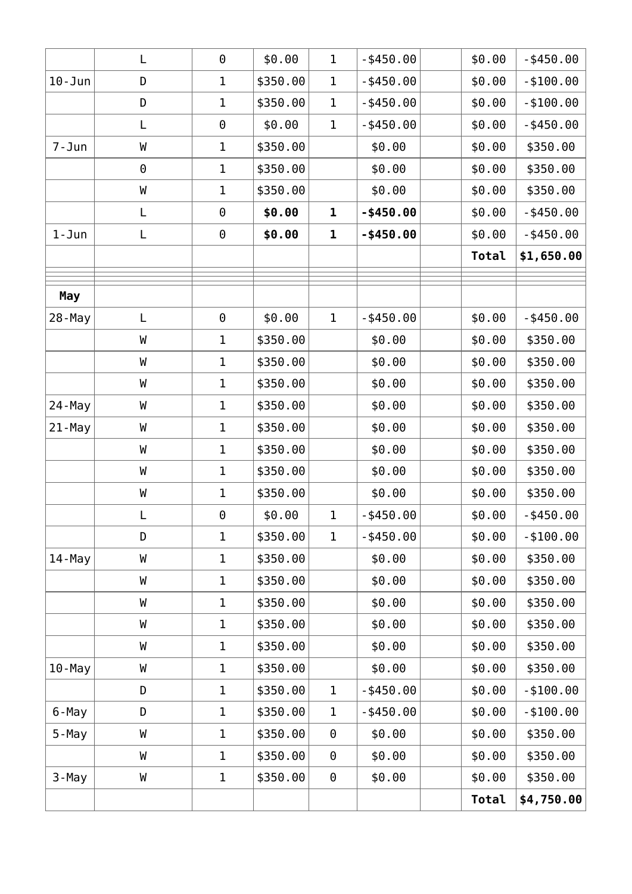| | | | | | | | | |
|---|---|---|---|---|---|---|---|---|
| | L | 0 | $0.00 | 1 | -$450.00 | | $0.00 | -$450.00 |
| 10-Jun | D | 1 | $350.00 | 1 | -$450.00 | | $0.00 | -$100.00 |
| | D | 1 | $350.00 | 1 | -$450.00 | | $0.00 | -$100.00 |
| | L | 0 | $0.00 | 1 | -$450.00 | | $0.00 | -$450.00 |
| 7-Jun | W | 1 | $350.00 | | $0.00 | | $0.00 | $350.00 |
| | 0 | 1 | $350.00 | | $0.00 | | $0.00 | $350.00 |
| | W | 1 | $350.00 | | $0.00 | | $0.00 | $350.00 |
| | L | 0 | **$0.00** | **1** | **-$450.00** | | $0.00 | -$450.00 |
| 1-Jun | L | 0 | **$0.00** | **1** | **-$450.00** | | $0.00 | -$450.00 |
| | | | | | | | **Total** | **$1,650.00** |
| | | | | | | | | |
| **May** | | | | | | | | |
| 28-May | L | 0 | $0.00 | 1 | -$450.00 | | $0.00 | -$450.00 |
| | W | 1 | $350.00 | | $0.00 | | $0.00 | $350.00 |
| | W | 1 | $350.00 | | $0.00 | | $0.00 | $350.00 |
| | W | 1 | $350.00 | | $0.00 | | $0.00 | $350.00 |
| 24-May | W | 1 | $350.00 | | $0.00 | | $0.00 | $350.00 |
| 21-May | W | 1 | $350.00 | | $0.00 | | $0.00 | $350.00 |
| | W | 1 | $350.00 | | $0.00 | | $0.00 | $350.00 |
| | W | 1 | $350.00 | | $0.00 | | $0.00 | $350.00 |
| | W | 1 | $350.00 | | $0.00 | | $0.00 | $350.00 |
| | L | 0 | $0.00 | 1 | -$450.00 | | $0.00 | -$450.00 |
| | D | 1 | $350.00 | 1 | -$450.00 | | $0.00 | -$100.00 |
| 14-May | W | 1 | $350.00 | | $0.00 | | $0.00 | $350.00 |
| | W | 1 | $350.00 | | $0.00 | | $0.00 | $350.00 |
| | W | 1 | $350.00 | | $0.00 | | $0.00 | $350.00 |
| | W | 1 | $350.00 | | $0.00 | | $0.00 | $350.00 |
| | W | 1 | $350.00 | | $0.00 | | $0.00 | $350.00 |
| 10-May | W | 1 | $350.00 | | $0.00 | | $0.00 | $350.00 |
| | D | 1 | $350.00 | 1 | -$450.00 | | $0.00 | -$100.00 |
| 6-May | D | 1 | $350.00 | 1 | -$450.00 | | $0.00 | -$100.00 |
| 5-May | W | 1 | $350.00 | 0 | $0.00 | | $0.00 | $350.00 |
| | W | 1 | $350.00 | 0 | $0.00 | | $0.00 | $350.00 |
| 3-May | W | 1 | $350.00 | 0 | $0.00 | | $0.00 | $350.00 |
| | | | | | | | **Total** | **$4,750.00** |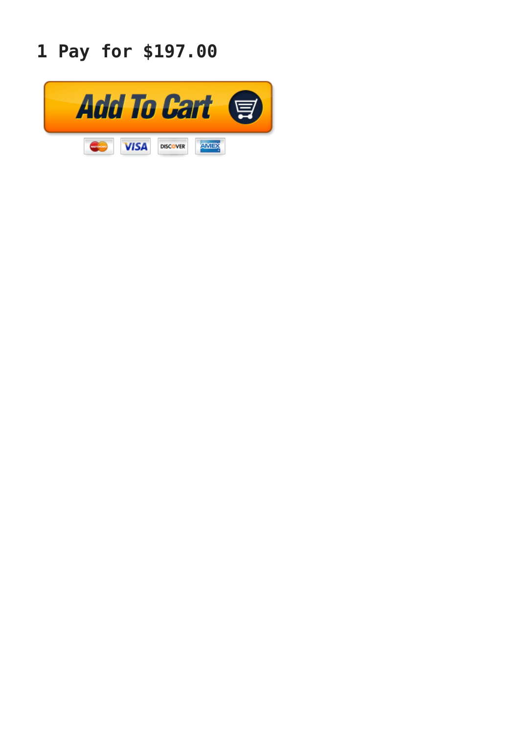**1 Pay for $197.00**